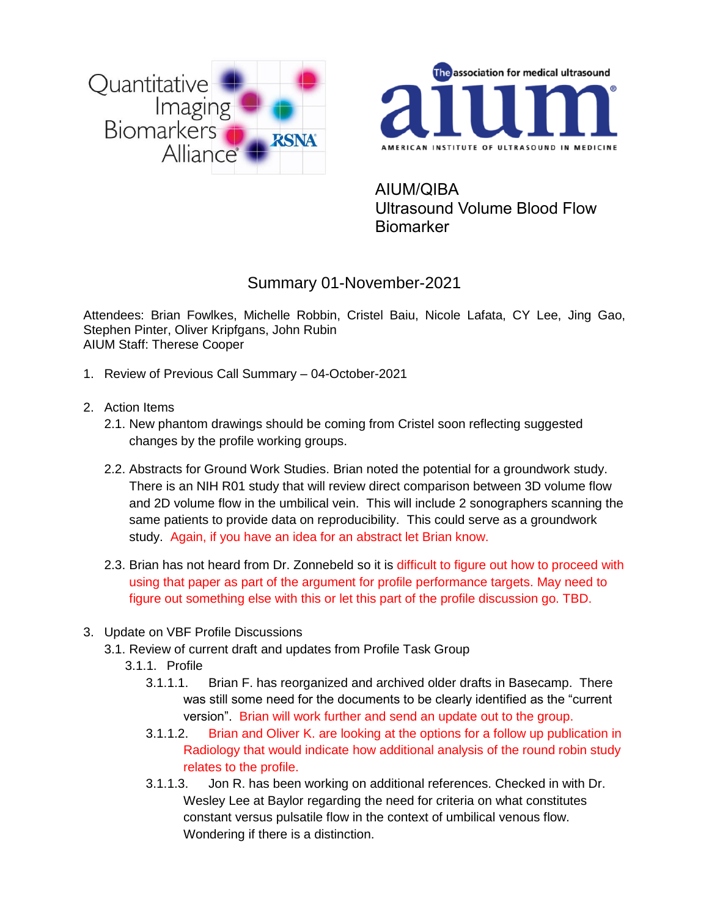AIUM/QIBA
Ultrasound Volume Blood Flow Biomarker

# Summary 01-November-2021

Attendees: Brian Fowlkes, Michelle Robbin, Cristel Baiu, Nicole Lafata, CY Lee, Jing Gao, Stephen Pinter, Oliver Kripfgans, John Rubin
AIUM Staff: Therese Cooper

1. Review of Previous Call Summary – 04-October-2021

2. Action Items
   2.1. New phantom drawings should be coming from Cristel soon reflecting suggested changes by the profile working groups.

   2.2. Abstracts for Ground Work Studies. Brian noted the potential for a groundwork study. There is an NIH R01 study that will review direct comparison between 3D volume flow and 2D volume flow in the umbilical vein. This will include 2 sonographers scanning the same patients to provide data on reproducibility. This could serve as a groundwork study. Again, if you have an idea for an abstract let Brian know.

   2.3. Brian has not heard from Dr. Zonnebeld so it is difficult to figure out how to proceed with using that paper as part of the argument for profile performance targets. May need to figure out something else with this or let this part of the profile discussion go. TBD.

3. Update on VBF Profile Discussions
   3.1. Review of current draft and updates from Profile Task Group
      3.1.1. Profile
         3.1.1.1. Brian F. has reorganized and archived older drafts in Basecamp. There was still some need for the documents to be clearly identified as the "current version". Brian will work further and send an update out to the group.
         3.1.1.2. Brian and Oliver K. are looking at the options for a follow up publication in Radiology that would indicate how additional analysis of the round robin study relates to the profile.
         3.1.1.3. Jon R. has been working on additional references. Checked in with Dr. Wesley Lee at Baylor regarding the need for criteria on what constitutes constant versus pulsatile flow in the context of umbilical venous flow. Wondering if there is a distinction.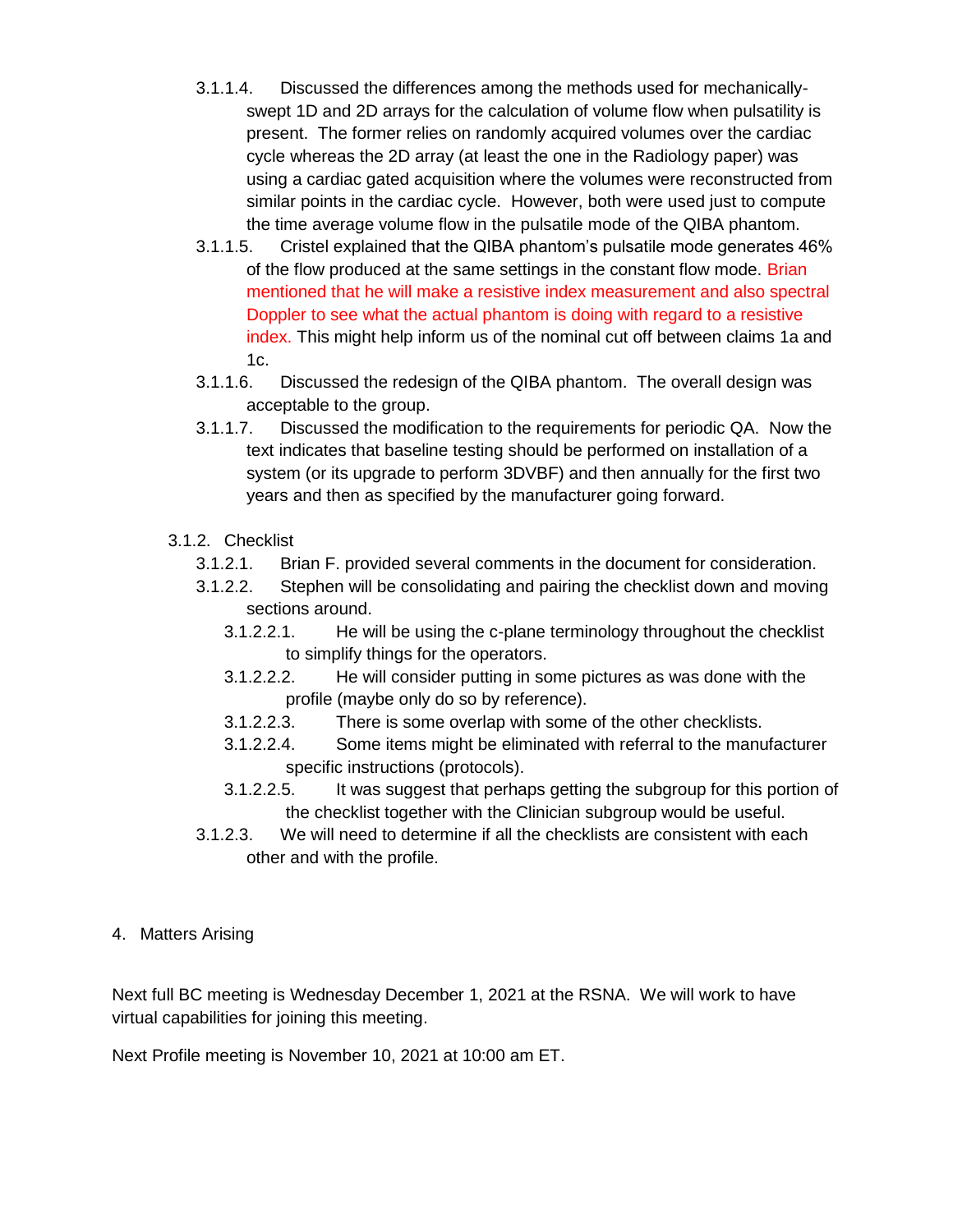3.1.1.4. Discussed the differences among the methods used for mechanically-swept 1D and 2D arrays for the calculation of volume flow when pulsatility is present. The former relies on randomly acquired volumes over the cardiac cycle whereas the 2D array (at least the one in the Radiology paper) was using a cardiac gated acquisition where the volumes were reconstructed from similar points in the cardiac cycle. However, both were used just to compute the time average volume flow in the pulsatile mode of the QIBA phantom.

3.1.1.5. Cristel explained that the QIBA phantom's pulsatile mode generates 46% of the flow produced at the same settings in the constant flow mode. Brian mentioned that he will make a resistive index measurement and also spectral Doppler to see what the actual phantom is doing with regard to a resistive index. This might help inform us of the nominal cut off between claims 1a and 1c.

3.1.1.6. Discussed the redesign of the QIBA phantom. The overall design was acceptable to the group.

3.1.1.7. Discussed the modification to the requirements for periodic QA. Now the text indicates that baseline testing should be performed on installation of a system (or its upgrade to perform 3DVBF) and then annually for the first two years and then as specified by the manufacturer going forward.

3.1.2. Checklist

3.1.2.1. Brian F. provided several comments in the document for consideration.

3.1.2.2. Stephen will be consolidating and pairing the checklist down and moving sections around.

3.1.2.2.1. He will be using the c-plane terminology throughout the checklist to simplify things for the operators.

3.1.2.2.2. He will consider putting in some pictures as was done with the profile (maybe only do so by reference).

3.1.2.2.3. There is some overlap with some of the other checklists.

3.1.2.2.4. Some items might be eliminated with referral to the manufacturer specific instructions (protocols).

3.1.2.2.5. It was suggest that perhaps getting the subgroup for this portion of the checklist together with the Clinician subgroup would be useful.

3.1.2.3. We will need to determine if all the checklists are consistent with each other and with the profile.

4. Matters Arising

Next full BC meeting is Wednesday December 1, 2021 at the RSNA. We will work to have virtual capabilities for joining this meeting.

Next Profile meeting is November 10, 2021 at 10:00 am ET.